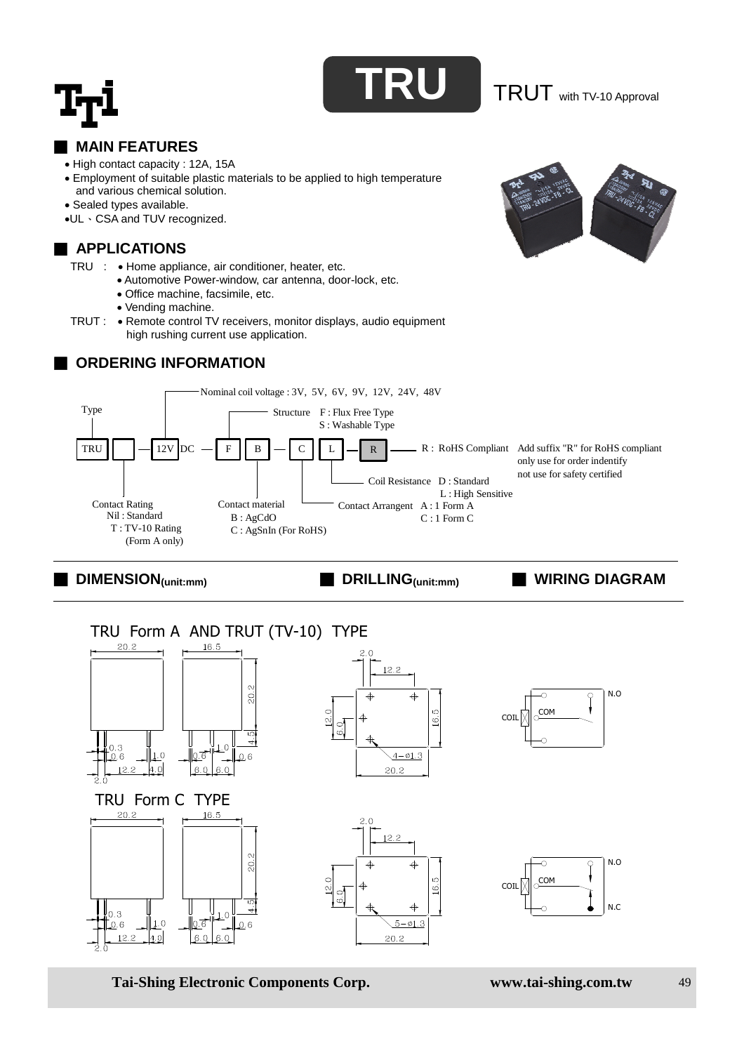# TRU

TRUT with TV-10 Approval

## MAIN FEATURES

- High contact capacity : 12A, 15A
- Employment of suitable plastic materials to be applied to high temperature and various chemical solution.
- Sealed types available.
- UL、CSA and TUV recognized.

## APPLICATIONS

TRU :
- Home appliance, air conditioner, heater, etc.
- Automotive Power-window, car antenna, door-lock, etc.
- Office machine, facsimile, etc.
- Vending machine.

TRUT :
- Remote control TV receivers, monitor displays, audio equipment high rushing current use application.

## ORDERING INFORMATION

TRU [ ] — 12V DC — F B — C L — R

- Type: TRU
- Contact Rating: Nil : Standard; T : TV-10 Rating (Form A only)
- Nominal coil voltage : 3V, 5V, 6V, 9V, 12V, 24V, 48V
- Structure: F : Flux Free Type; S : Washable Type
- Contact material: B : AgCdO; C : AgSnIn (For RoHS)
- Contact Arrangent: A : 1 Form A; C : 1 Form C
- Coil Resistance: D : Standard; L : High Sensitive
- R : RoHS Compliant — Add suffix "R" for RoHS compliant only use for order indentify not use for safety certified

## DIMENSION(unit:mm) | DRILLING(unit:mm) | WIRING DIAGRAM

### TRU Form A AND TRUT (TV-10) TYPE

Dimensions: 20.2, 16.5, 20.2, 4.5, 0.3, 0.6, 1.0, 12.2, 4.0, 2.0, 0.6, 1.0, 0.6, 6.0, 6.0

Drilling: 2.0, 12.2, 12.0, 6.0, 16.5, 4−ø1.3, 20.2

Wiring: COIL, COM, N.O

### TRU Form C TYPE

Dimensions: 20.2, 16.5, 20.2, 4.5, 0.3, 0.6, 1.0, 12.2, 4.0, 2.0, 0.6, 1.0, 0.6, 6.0, 6.0

Drilling: 2.0, 12.2, 12.0, 6.0, 16.5, 5−ø1.3, 20.2

Wiring: COIL, COM, N.O, N.C

Tai-Shing Electronic Components Corp. www.tai-shing.com.tw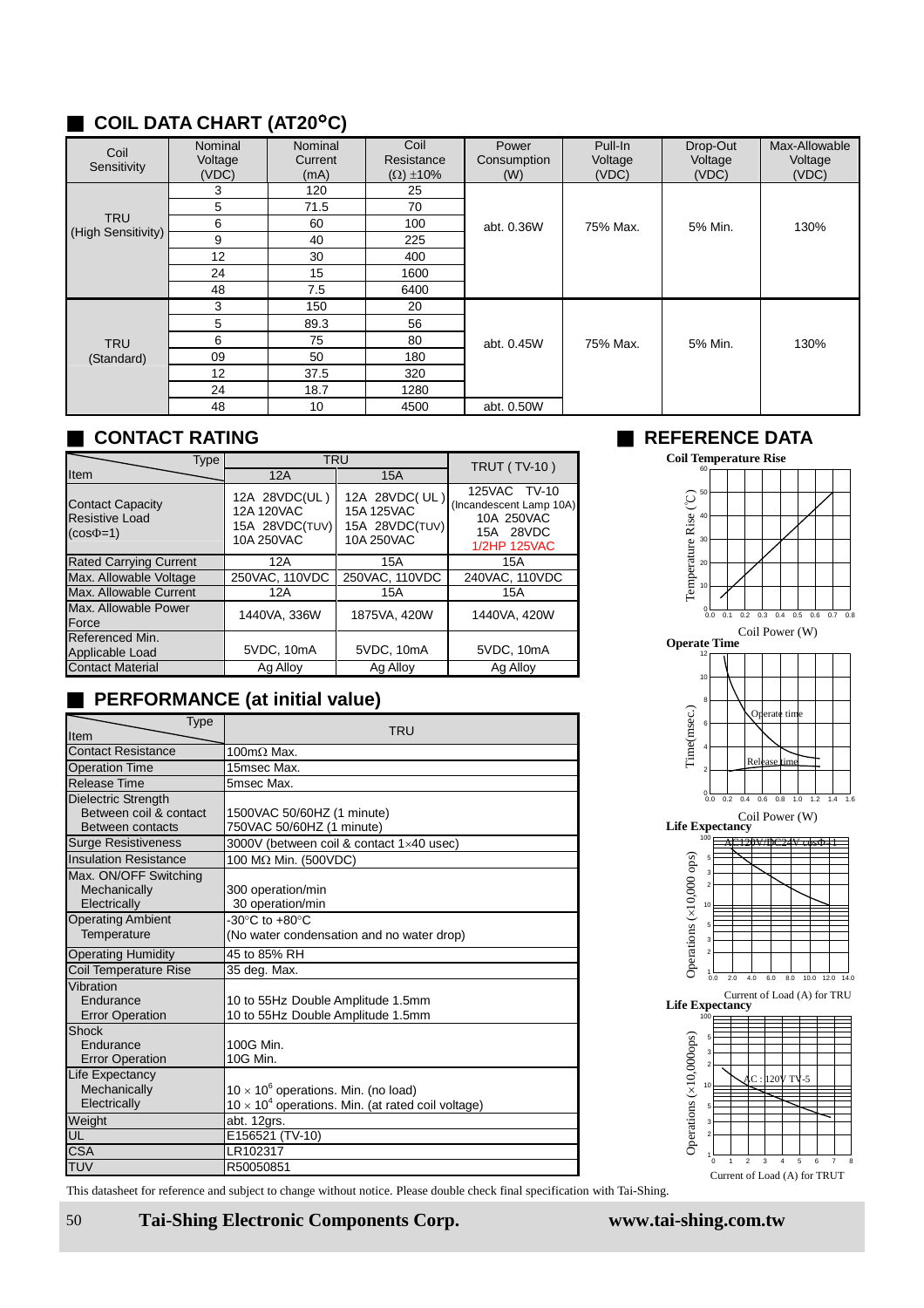## COIL DATA CHART (AT20°C)

| Coil Sensitivity | Nominal Voltage (VDC) | Nominal Current (mA) | Coil Resistance (Ω) ±10% | Power Consumption (W) | Pull-In Voltage (VDC) | Drop-Out Voltage (VDC) | Max-Allowable Voltage (VDC) |
|---|---|---|---|---|---|---|---|
| TRU (High Sensitivity) | 3 | 120 | 25 | abt. 0.36W | 75% Max. | 5% Min. | 130% |
| | 5 | 71.5 | 70 | | | | |
| | 6 | 60 | 100 | | | | |
| | 9 | 40 | 225 | | | | |
| | 12 | 30 | 400 | | | | |
| | 24 | 15 | 1600 | | | | |
| | 48 | 7.5 | 6400 | | | | |
| TRU (Standard) | 3 | 150 | 20 | abt. 0.45W | 75% Max. | 5% Min. | 130% |
| | 5 | 89.3 | 56 | | | | |
| | 6 | 75 | 80 | | | | |
| | 09 | 50 | 180 | | | | |
| | 12 | 37.5 | 320 | | | | |
| | 24 | 18.7 | 1280 | | | | |
| | 48 | 10 | 4500 | abt. 0.50W | | | |

## CONTACT RATING

| Item \ Type | TRU 12A | TRU 15A | TRUT ( TV-10 ) |
|---|---|---|---|
| Contact Capacity Resistive Load (cosΦ=1) | 12A 28VDC(UL) 12A 120VAC 15A 28VDC(TUV) 10A 250VAC | 12A 28VDC(UL) 15A 125VAC 15A 28VDC(TUV) 10A 250VAC | 125VAC TV-10 (Incandescent Lamp 10A) 10A 250VAC 15A 28VDC 1/2HP 125VAC |
| Rated Carrying Current | 12A | 15A | 15A |
| Max. Allowable Voltage | 250VAC, 110VDC | 250VAC, 110VDC | 240VAC, 110VDC |
| Max. Allowable Current | 12A | 15A | 15A |
| Max. Allowable Power Force | 1440VA, 336W | 1875VA, 420W | 1440VA, 420W |
| Referenced Min. Applicable Load | 5VDC, 10mA | 5VDC, 10mA | 5VDC, 10mA |
| Contact Material | Ag Alloy | Ag Alloy | Ag Alloy |

## PERFORMANCE (at initial value)

| Item \ Type | TRU |
|---|---|
| Contact Resistance | 100mΩ Max. |
| Operation Time | 15msec Max. |
| Release Time | 5msec Max. |
| Dielectric Strength: Between coil & contact | 1500VAC 50/60HZ (1 minute) |
| Dielectric Strength: Between contacts | 750VAC 50/60HZ (1 minute) |
| Surge Resistiveness | 3000V (between coil & contact 1×40 usec) |
| Insulation Resistance | 100 MΩ Min. (500VDC) |
| Max. ON/OFF Switching: Mechanically | 300 operation/min |
| Max. ON/OFF Switching: Electrically | 30 operation/min |
| Operating Ambient Temperature | -30°C to +80°C (No water condensation and no water drop) |
| Operating Humidity | 45 to 85% RH |
| Coil Temperature Rise | 35 deg. Max. |
| Vibration: Endurance | 10 to 55Hz Double Amplitude 1.5mm |
| Vibration: Error Operation | 10 to 55Hz Double Amplitude 1.5mm |
| Shock: Endurance | 100G Min. |
| Shock: Error Operation | 10G Min. |
| Life Expectancy: Mechanically | $10 \times 10^6$ operations. Min. (no load) |
| Life Expectancy: Electrically | $10 \times 10^4$ operations. Min. (at rated coil voltage) |
| Weight | abt. 12grs. |
| UL | E156521 (TV-10) |
| CSA | LR102317 |
| TUV | R50050851 |

## REFERENCE DATA

**Coil Temperature Rise**

Temperature Rise (°C)

Coil Power (W)

**Operate Time**

Time(msec.)

Operate time

Release time

Coil Power (W)

**Life Expectancy**

AC:120V/DC:24V cosΦ=1

Operations (×10,000 ops)

Current of Load (A) for TRU

**Life Expectancy**

AC : 120V TV-5

Operations (×10,000ops)

Current of Load (A) for TRUT

This datasheet for reference and subject to change without notice. Please double check final specification with Tai-Shing.

**Tai-Shing Electronic Components Corp.** **www.tai-shing.com.tw**